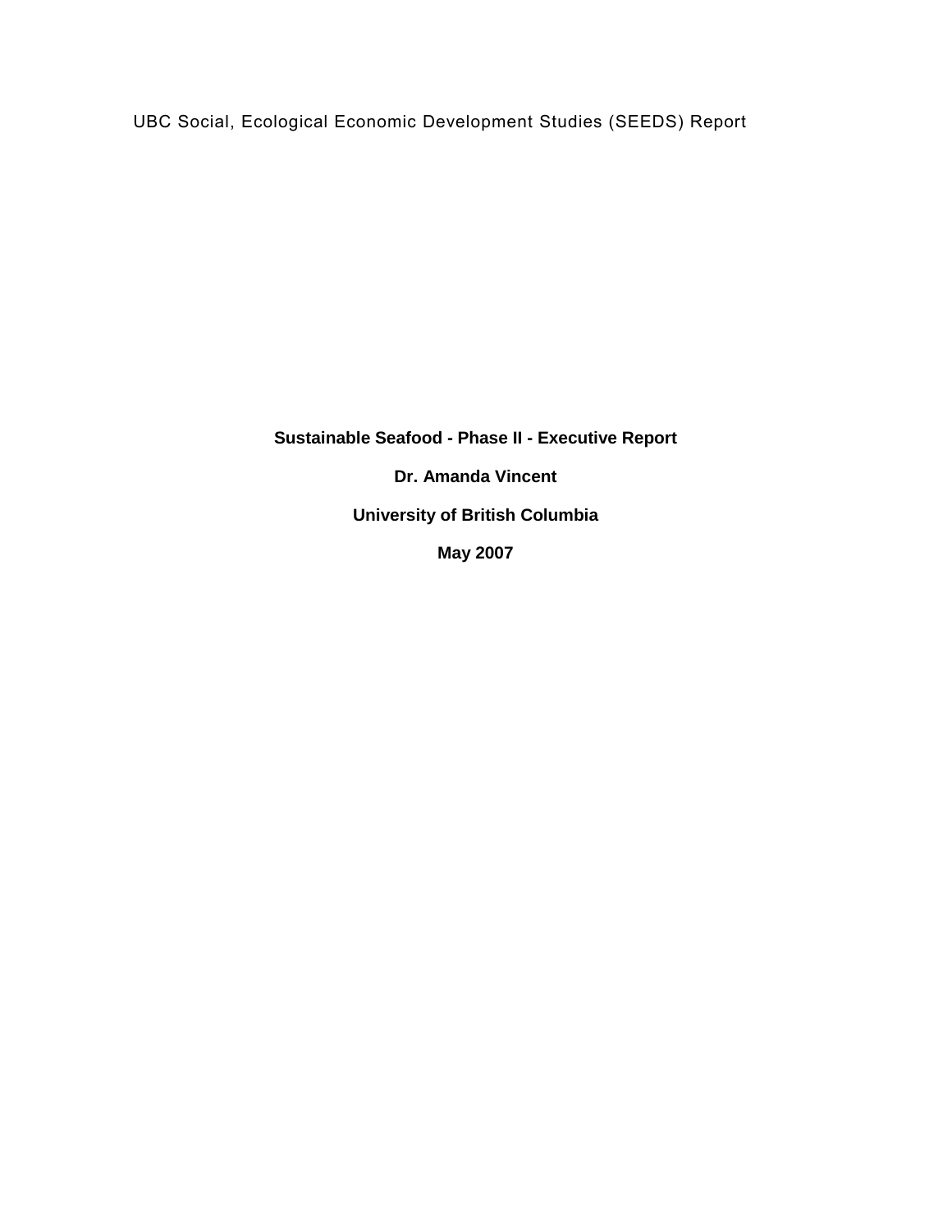UBC Social, Ecological Economic Development Studies (SEEDS) Report

**Sustainable Seafood - Phase II - Executive Report**

**Dr. Amanda Vincent**

**University of British Columbia**

**May 2007**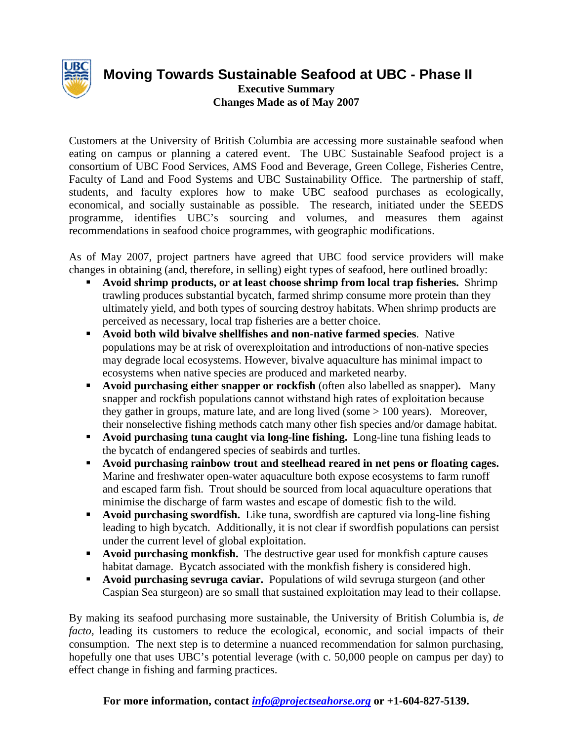# Moving Towards Sustainable Seafood at UBC - Phase II

**Executive Summary**

**Changes Made as of May 2007**

Customers at the University of British Columbia are accessing more sustainable seafood when eating on campus or planning a catered event. The UBC Sustainable Seafood project is a consortium of UBC Food Services, AMS Food and Beverage, Green College, Fisheries Centre, Faculty of Land and Food Systems and UBC Sustainability Office. The partnership of staff, students, and faculty explores how to make UBC seafood purchases as ecologically, economical, and socially sustainable as possible. The research, initiated under the SEEDS programme, identifies UBC's sourcing and volumes, and measures them against recommendations in seafood choice programmes, with geographic modifications.

As of May 2007, project partners have agreed that UBC food service providers will make changes in obtaining (and, therefore, in selling) eight types of seafood, here outlined broadly:

- **Avoid shrimp products, or at least choose shrimp from local trap fisheries.** Shrimp trawling produces substantial bycatch, farmed shrimp consume more protein than they ultimately yield, and both types of sourcing destroy habitats. When shrimp products are perceived as necessary, local trap fisheries are a better choice.
- **Avoid both wild bivalve shellfishes and non-native farmed species**. Native populations may be at risk of overexploitation and introductions of non-native species may degrade local ecosystems. However, bivalve aquaculture has minimal impact to ecosystems when native species are produced and marketed nearby.
- **Avoid purchasing either snapper or rockfish** (often also labelled as snapper)**.** Many snapper and rockfish populations cannot withstand high rates of exploitation because they gather in groups, mature late, and are long lived (some > 100 years). Moreover, their nonselective fishing methods catch many other fish species and/or damage habitat.
- **Avoid purchasing tuna caught via long-line fishing.** Long-line tuna fishing leads to the bycatch of endangered species of seabirds and turtles.
- **Avoid purchasing rainbow trout and steelhead reared in net pens or floating cages.** Marine and freshwater open-water aquaculture both expose ecosystems to farm runoff and escaped farm fish. Trout should be sourced from local aquaculture operations that minimise the discharge of farm wastes and escape of domestic fish to the wild.
- **Avoid purchasing swordfish.** Like tuna, swordfish are captured via long-line fishing leading to high bycatch. Additionally, it is not clear if swordfish populations can persist under the current level of global exploitation.
- **Avoid purchasing monkfish.** The destructive gear used for monkfish capture causes habitat damage. Bycatch associated with the monkfish fishery is considered high.
- **Avoid purchasing sevruga caviar.** Populations of wild sevruga sturgeon (and other Caspian Sea sturgeon) are so small that sustained exploitation may lead to their collapse.

By making its seafood purchasing more sustainable, the University of British Columbia is, *de facto*, leading its customers to reduce the ecological, economic, and social impacts of their consumption. The next step is to determine a nuanced recommendation for salmon purchasing, hopefully one that uses UBC's potential leverage (with c. 50,000 people on campus per day) to effect change in fishing and farming practices.

**For more information, contact *info@projectseahorse.org* or +1-604-827-5139.**